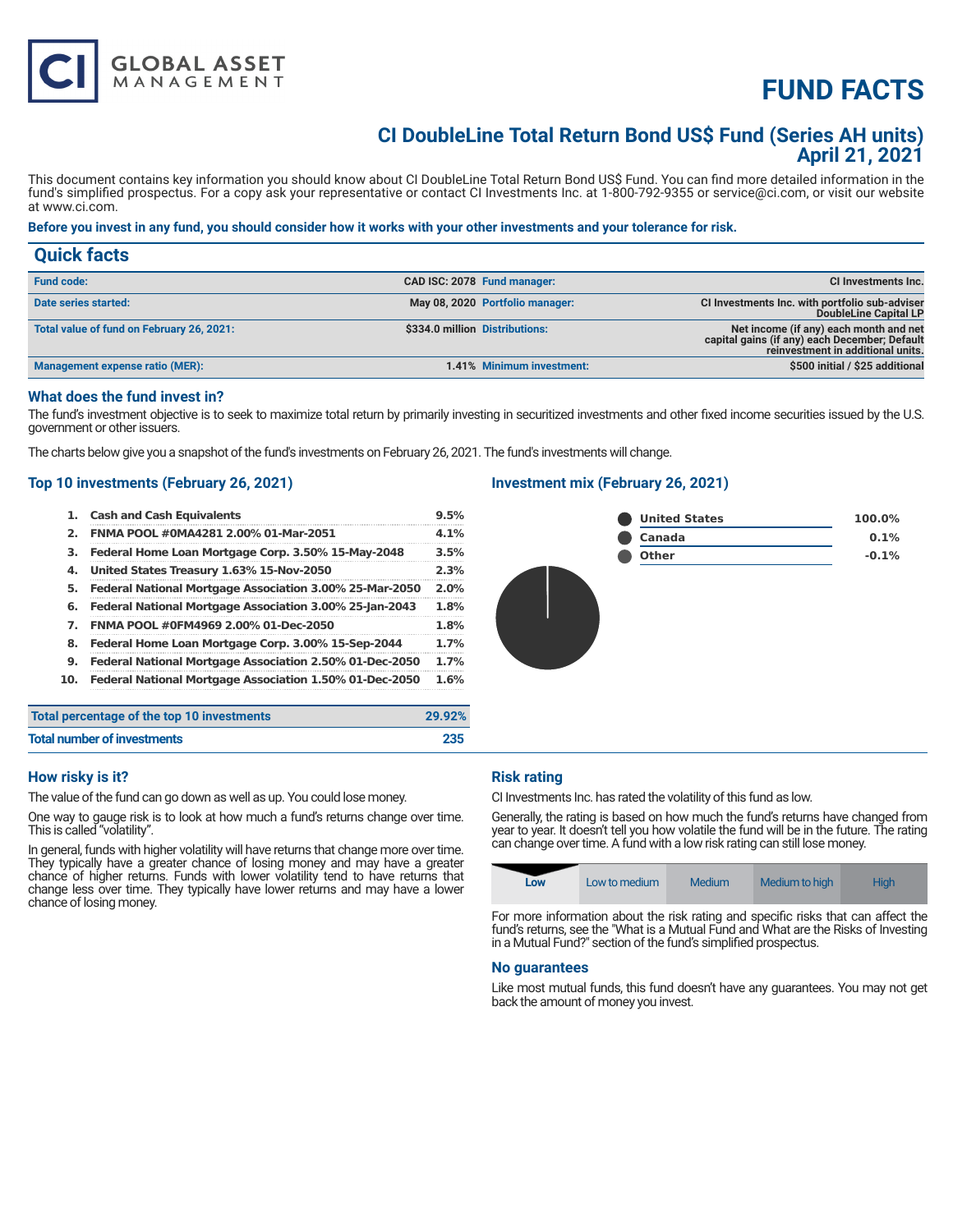# FUND FACTS

## CI DoubleLine Total Return Bond US$ Fund (Series AH units)
## April 21, 2021

This document contains key information you should know about CI DoubleLine Total Return Bond US$ Fund. You can find more detailed information in the fund's simplified prospectus. For a copy ask your representative or contact CI Investments Inc. at 1-800-792-9355 or service@ci.com, or visit our website at www.ci.com.

**Before you invest in any fund, you should consider how it works with your other investments and your tolerance for risk.**

## Quick facts

| | | | |
|---|---|---|---|
| **Fund code:** | CAD ISC: 2078 | **Fund manager:** | CI Investments Inc. |
| **Date series started:** | May 08, 2020 | **Portfolio manager:** | CI Investments Inc. with portfolio sub-adviser DoubleLine Capital LP |
| **Total value of fund on February 26, 2021:** | $334.0 million | **Distributions:** | Net income (if any) each month and net capital gains (if any) each December; Default reinvestment in additional units. |
| **Management expense ratio (MER):** | 1.41% | **Minimum investment:** | $500 initial / $25 additional |

### What does the fund invest in?

The fund's investment objective is to seek to maximize total return by primarily investing in securitized investments and other fixed income securities issued by the U.S. government or other issuers.

The charts below give you a snapshot of the fund's investments on February 26, 2021. The fund's investments will change.

### Top 10 investments (February 26, 2021)

| | | |
|---|---|---|
| 1. | Cash and Cash Equivalents | 9.5% |
| 2. | FNMA POOL #0MA4281 2.00% 01-Mar-2051 | 4.1% |
| 3. | Federal Home Loan Mortgage Corp. 3.50% 15-May-2048 | 3.5% |
| 4. | United States Treasury 1.63% 15-Nov-2050 | 2.3% |
| 5. | Federal National Mortgage Association 3.00% 25-Mar-2050 | 2.0% |
| 6. | Federal National Mortgage Association 3.00% 25-Jan-2043 | 1.8% |
| 7. | FNMA POOL #0FM4969 2.00% 01-Dec-2050 | 1.8% |
| 8. | Federal Home Loan Mortgage Corp. 3.00% 15-Sep-2044 | 1.7% |
| 9. | Federal National Mortgage Association 2.50% 01-Dec-2050 | 1.7% |
| 10. | Federal National Mortgage Association 1.50% 01-Dec-2050 | 1.6% |

| | |
|---|---|
| **Total percentage of the top 10 investments** | 29.92% |
| **Total number of investments** | 235 |

### Investment mix (February 26, 2021)

| | |
|---|---|
| United States | 100.0% |
| Canada | 0.1% |
| Other | -0.1% |

### How risky is it?

The value of the fund can go down as well as up. You could lose money.

One way to gauge risk is to look at how much a fund's returns change over time. This is called "volatility".

In general, funds with higher volatility will have returns that change more over time. They typically have a greater chance of losing money and may have a greater chance of higher returns. Funds with lower volatility tend to have returns that change less over time. They typically have lower returns and may have a lower chance of losing money.

### Risk rating

CI Investments Inc. has rated the volatility of this fund as low.

Generally, the rating is based on how much the fund's returns have changed from year to year. It doesn't tell you how volatile the fund will be in the future. The rating can change over time. A fund with a low risk rating can still lose money.

| **Low** | Low to medium | Medium | Medium to high | High |
|---|---|---|---|---|

For more information about the risk rating and specific risks that can affect the fund's returns, see the "What is a Mutual Fund and What are the Risks of Investing in a Mutual Fund?" section of the fund's simplified prospectus.

### No guarantees

Like most mutual funds, this fund doesn't have any guarantees. You may not get back the amount of money you invest.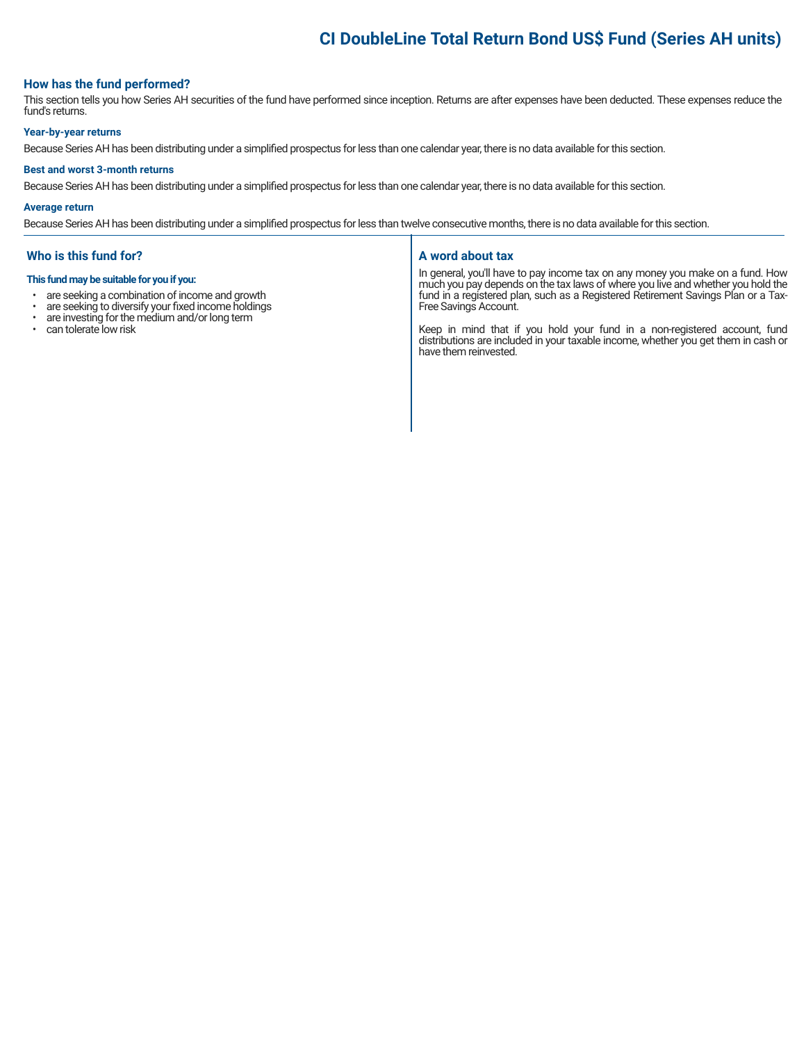# CI DoubleLine Total Return Bond US$ Fund (Series AH units)

## How has the fund performed?

This section tells you how Series AH securities of the fund have performed since inception. Returns are after expenses have been deducted. These expenses reduce the fund's returns.

### Year-by-year returns

Because Series AH has been distributing under a simplified prospectus for less than one calendar year, there is no data available for this section.

### Best and worst 3-month returns

Because Series AH has been distributing under a simplified prospectus for less than one calendar year, there is no data available for this section.

### Average return

Because Series AH has been distributing under a simplified prospectus for less than twelve consecutive months, there is no data available for this section.

## Who is this fund for?

**This fund may be suitable for you if you:**

- are seeking a combination of income and growth
- are seeking to diversify your fixed income holdings
- are investing for the medium and/or long term
- can tolerate low risk

## A word about tax

In general, you'll have to pay income tax on any money you make on a fund. How much you pay depends on the tax laws of where you live and whether you hold the fund in a registered plan, such as a Registered Retirement Savings Plan or a Tax-Free Savings Account.

Keep in mind that if you hold your fund in a non-registered account, fund distributions are included in your taxable income, whether you get them in cash or have them reinvested.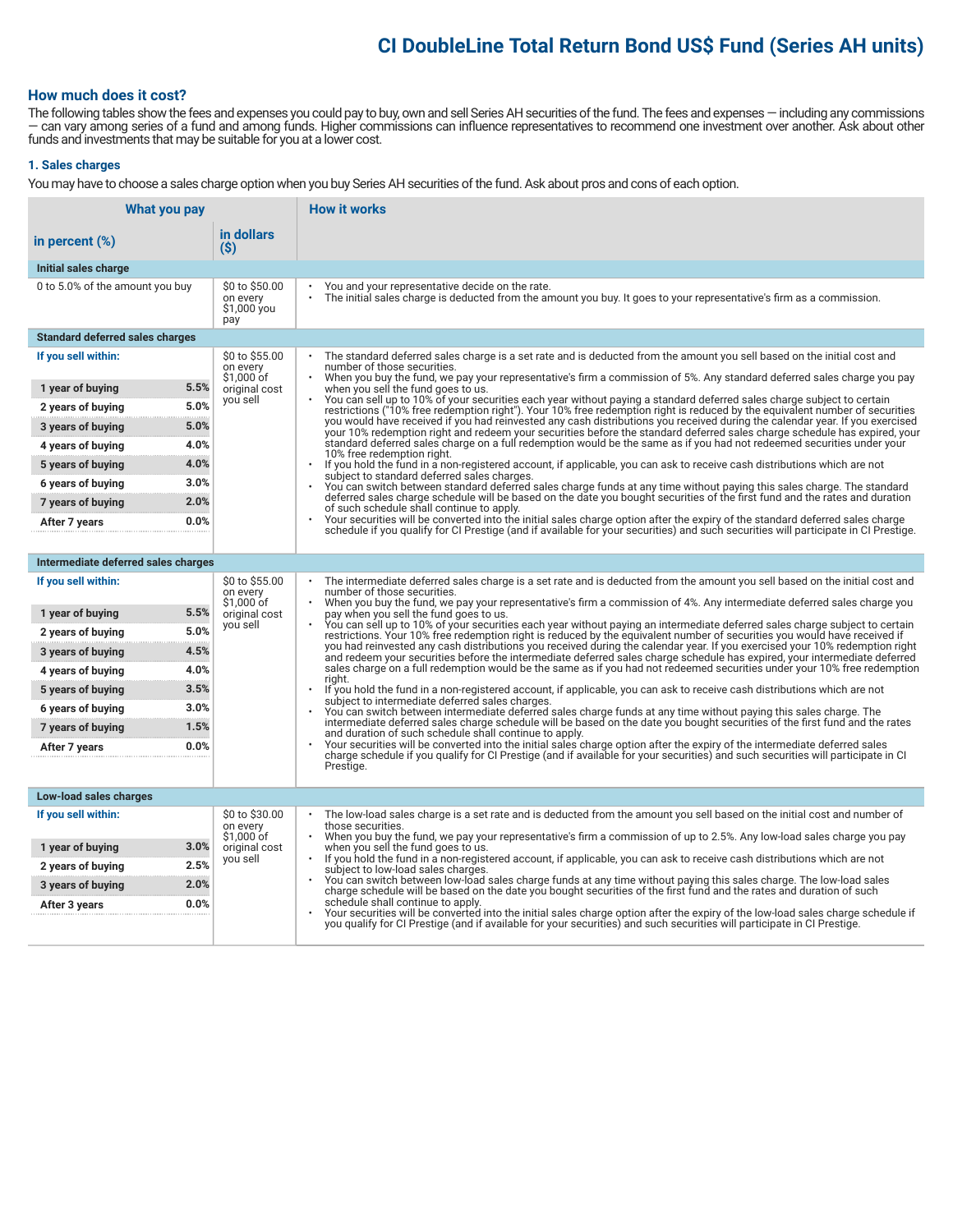# CI DoubleLine Total Return Bond US$ Fund (Series AH units)

## How much does it cost?

The following tables show the fees and expenses you could pay to buy, own and sell Series AH securities of the fund. The fees and expenses — including any commissions — can vary among series of a fund and among funds. Higher commissions can influence representatives to recommend one investment over another. Ask about other funds and investments that may be suitable for you at a lower cost.

### 1. Sales charges

You may have to choose a sales charge option when you buy Series AH securities of the fund. Ask about pros and cons of each option.

| What you pay | | | How it works |
|---|---|---|---|
| **in percent (%)** | | **in dollars ($)** | |
| **Initial sales charge** | | | |
| 0 to 5.0% of the amount you buy | | $0 to $50.00 on every $1,000 you pay | • You and your representative decide on the rate.<br>• The initial sales charge is deducted from the amount you buy. It goes to your representative's firm as a commission. |
| **Standard deferred sales charges** | | | |
| **If you sell within:** | | $0 to $55.00 on every $1,000 of original cost you sell | • The standard deferred sales charge is a set rate and is deducted from the amount you sell based on the initial cost and number of those securities.<br>• When you buy the fund, we pay your representative's firm a commission of 5%. Any standard deferred sales charge you pay when you sell the fund goes to us.<br>• You can sell up to 10% of your securities each year without paying a standard deferred sales charge subject to certain restrictions ("10% free redemption right"). Your 10% free redemption right is reduced by the equivalent number of securities you would have received if you had reinvested any cash distributions you received during the calendar year. If you exercised your 10% redemption right and redeem your securities before the standard deferred sales charge schedule has expired, your standard deferred sales charge on a full redemption would be the same as if you had not redeemed securities under your 10% free redemption right.<br>• If you hold the fund in a non-registered account, if applicable, you can ask to receive cash distributions which are not subject to standard deferred sales charges.<br>• You can switch between standard deferred sales charge funds at any time without paying this sales charge. The standard deferred sales charge schedule will be based on the date you bought securities of the first fund and the rates and duration of such schedule shall continue to apply.<br>• Your securities will be converted into the initial sales charge option after the expiry of the standard deferred sales charge schedule if you qualify for CI Prestige (and if available for your securities) and such securities will participate in CI Prestige. |
| **1 year of buying** | **5.5%** | | |
| **2 years of buying** | **5.0%** | | |
| **3 years of buying** | **5.0%** | | |
| **4 years of buying** | **4.0%** | | |
| **5 years of buying** | **4.0%** | | |
| **6 years of buying** | **3.0%** | | |
| **7 years of buying** | **2.0%** | | |
| **After 7 years** | **0.0%** | | |
| **Intermediate deferred sales charges** | | | |
| **If you sell within:** | | $0 to $55.00 on every $1,000 of original cost you sell | • The intermediate deferred sales charge is a set rate and is deducted from the amount you sell based on the initial cost and number of those securities.<br>• When you buy the fund, we pay your representative's firm a commission of 4%. Any intermediate deferred sales charge you pay when you sell the fund goes to us.<br>• You can sell up to 10% of your securities each year without paying an intermediate deferred sales charge subject to certain restrictions. Your 10% free redemption right is reduced by the equivalent number of securities you would have received if you had reinvested any cash distributions you received during the calendar year. If you exercised your 10% redemption right and redeem your securities before the intermediate deferred sales charge schedule has expired, your intermediate deferred sales charge on a full redemption would be the same as if you had not redeemed securities under your 10% free redemption right.<br>• If you hold the fund in a non-registered account, if applicable, you can ask to receive cash distributions which are not subject to intermediate deferred sales charges.<br>• You can switch between intermediate deferred sales charge funds at any time without paying this sales charge. The intermediate deferred sales charge schedule will be based on the date you bought securities of the first fund and the rates and duration of such schedule shall continue to apply.<br>• Your securities will be converted into the initial sales charge option after the expiry of the intermediate deferred sales charge schedule if you qualify for CI Prestige (and if available for your securities) and such securities will participate in CI Prestige. |
| **1 year of buying** | **5.5%** | | |
| **2 years of buying** | **5.0%** | | |
| **3 years of buying** | **4.5%** | | |
| **4 years of buying** | **4.0%** | | |
| **5 years of buying** | **3.5%** | | |
| **6 years of buying** | **3.0%** | | |
| **7 years of buying** | **1.5%** | | |
| **After 7 years** | **0.0%** | | |
| **Low-load sales charges** | | | |
| **If you sell within:** | | $0 to $30.00 on every $1,000 of original cost you sell | • The low-load sales charge is a set rate and is deducted from the amount you sell based on the initial cost and number of those securities.<br>• When you buy the fund, we pay your representative's firm a commission of up to 2.5%. Any low-load sales charge you pay when you sell the fund goes to us.<br>• If you hold the fund in a non-registered account, if applicable, you can ask to receive cash distributions which are not subject to low-load sales charges.<br>• You can switch between low-load sales charge funds at any time without paying this sales charge. The low-load sales charge schedule will be based on the date you bought securities of the first fund and the rates and duration of such schedule shall continue to apply.<br>• Your securities will be converted into the initial sales charge option after the expiry of the low-load sales charge schedule if you qualify for CI Prestige (and if available for your securities) and such securities will participate in CI Prestige. |
| **1 year of buying** | **3.0%** | | |
| **2 years of buying** | **2.5%** | | |
| **3 years of buying** | **2.0%** | | |
| **After 3 years** | **0.0%** | | |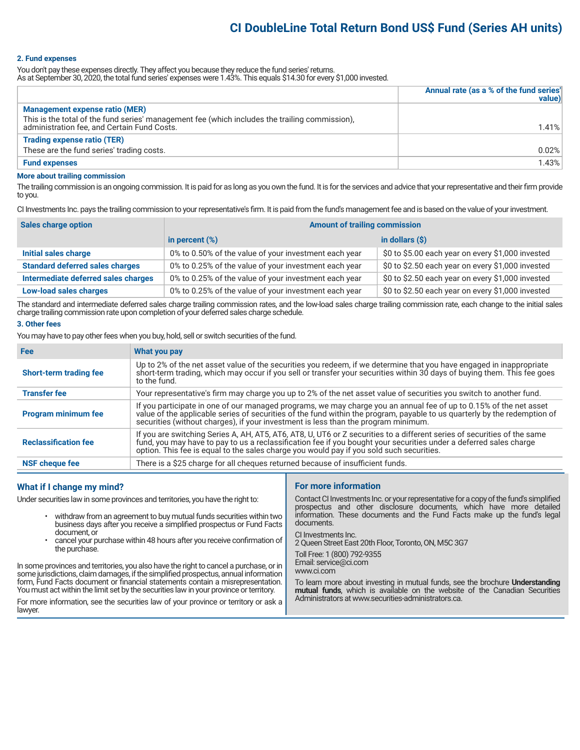# CI DoubleLine Total Return Bond US$ Fund (Series AH units)

### 2. Fund expenses

You don't pay these expenses directly. They affect you because they reduce the fund series' returns.
As at September 30, 2020, the total fund series' expenses were 1.43%. This equals $14.30 for every $1,000 invested.

| | Annual rate (as a % of the fund series' value) |
|---|---|
| **Management expense ratio (MER)**<br>This is the total of the fund series' management fee (which includes the trailing commission), administration fee, and Certain Fund Costs. | 1.41% |
| **Trading expense ratio (TER)**<br>These are the fund series' trading costs. | 0.02% |
| **Fund expenses** | 1.43% |

#### More about trailing commission

The trailing commission is an ongoing commission. It is paid for as long as you own the fund. It is for the services and advice that your representative and their firm provide to you.

CI Investments Inc. pays the trailing commission to your representative's firm. It is paid from the fund's management fee and is based on the value of your investment.

| Sales charge option | Amount of trailing commission | |
|---|---|---|
| | in percent (%) | in dollars ($) |
| Initial sales charge | 0% to 0.50% of the value of your investment each year | $0 to $5.00 each year on every $1,000 invested |
| Standard deferred sales charges | 0% to 0.25% of the value of your investment each year | $0 to $2.50 each year on every $1,000 invested |
| Intermediate deferred sales charges | 0% to 0.25% of the value of your investment each year | $0 to $2.50 each year on every $1,000 invested |
| Low-load sales charges | 0% to 0.25% of the value of your investment each year | $0 to $2.50 each year on every $1,000 invested |

The standard and intermediate deferred sales charge trailing commission rates, and the low-load sales charge trailing commission rate, each change to the initial sales charge trailing commission rate upon completion of your deferred sales charge schedule.

### 3. Other fees

You may have to pay other fees when you buy, hold, sell or switch securities of the fund.

| Fee | What you pay |
|---|---|
| Short-term trading fee | Up to 2% of the net asset value of the securities you redeem, if we determine that you have engaged in inappropriate short-term trading, which may occur if you sell or transfer your securities within 30 days of buying them. This fee goes to the fund. |
| Transfer fee | Your representative's firm may charge you up to 2% of the net asset value of securities you switch to another fund. |
| Program minimum fee | If you participate in one of our managed programs, we may charge you an annual fee of up to 0.15% of the net asset value of the applicable series of securities of the fund within the program, payable to us quarterly by the redemption of securities (without charges), if your investment is less than the program minimum. |
| Reclassification fee | If you are switching Series A, AH, AT5, AT6, AT8, U, UT6 or Z securities to a different series of securities of the same fund, you may have to pay to us a reclassification fee if you bought your securities under a deferred sales charge option. This fee is equal to the sales charge you would pay if you sold such securities. |
| NSF cheque fee | There is a $25 charge for all cheques returned because of insufficient funds. |

## What if I change my mind?

Under securities law in some provinces and territories, you have the right to:

- withdraw from an agreement to buy mutual funds securities within two business days after you receive a simplified prospectus or Fund Facts document, or
- cancel your purchase within 48 hours after you receive confirmation of the purchase.

In some provinces and territories, you also have the right to cancel a purchase, or in some jurisdictions, claim damages, if the simplified prospectus, annual information form, Fund Facts document or financial statements contain a misrepresentation. You must act within the limit set by the securities law in your province or territory.

For more information, see the securities law of your province or territory or ask a lawyer.

## For more information

Contact CI Investments Inc. or your representative for a copy of the fund's simplified prospectus and other disclosure documents, which have more detailed information. These documents and the Fund Facts make up the fund's legal documents.

CI Investments Inc.
2 Queen Street East 20th Floor, Toronto, ON, M5C 3G7

Toll Free: 1 (800) 792-9355
Email: service@ci.com
www.ci.com

To learn more about investing in mutual funds, see the brochure **Understanding mutual funds**, which is available on the website of the Canadian Securities Administrators at www.securities-administrators.ca.